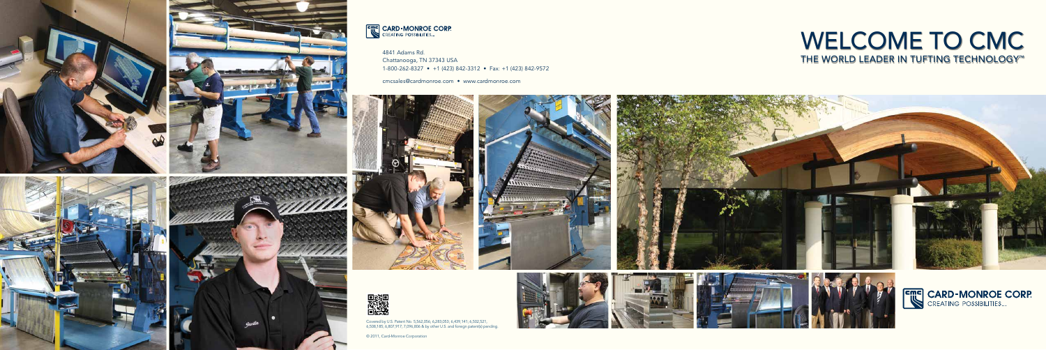**CARD•MONROE CORP.**
CREATING POSSIBILITIES...

4841 Adams Rd.
Chattanooga, TN 37343 USA
1-800-262-8327 • +1 (423) 842-3312 • Fax: +1 (423) 842-9572

cmcsales@cardmonroe.com • www.cardmonroe.com

# WELCOME TO CMC

## THE WORLD LEADER IN TUFTING TECHNOLOGY™

Covered by U.S. Patent No. 5,562,056; 6,283,053; 6,439,141; 6,502,521, 6,508,185; 6,807,917; 7,096,806 & by other U.S. and foreign patent(s) pending.

© 2011, Card-Monroe Corporation

**CARD•MONROE CORP.**
CREATING POSSIBILITIES...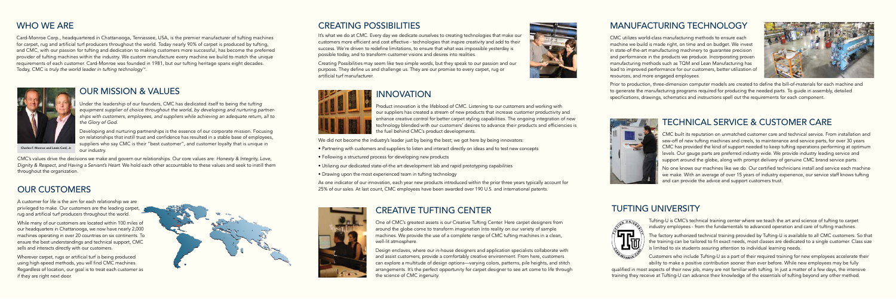## WHO WE ARE

Card-Monroe Corp., headquartered in Chattanooga, Tennessee, USA, is the premier manufacturer of tufting machines for carpet, rug and artificial turf producers throughout the world. Today nearly 90% of carpet is produced by tufting, and CMC, with our passion for tufting and dedication to making customers more successful, has become the preferred provider of tufting machines within the industry. We custom manufacture every machine we build to match the unique requirements of each customer. Card-Monroe was founded in 1981, but our tufting heritage spans eight decades. Today, CMC is *truly the world leader in tufting technology™.*

## OUR MISSION & VALUES

Under the leadership of our founders, CMC has dedicated itself to being *the tufting equipment supplier of choice throughout the world, by developing and nurturing partnerships with customers, employees, and suppliers while achieving an adequate return, all to the Glory of God.*

Developing and nurturing partnerships is the essence of our corporate mission. Focusing on relationships that instill trust and confidence has resulted in a stable base of employees, suppliers who say CMC is their "best customer", and customer loyalty that is unique in our industry.

Charles F. Monroe and Lewis Card, Jr.

CMC's values drive the decisions we make and govern our relationships. Our core values are: *Honesty & Integrity, Love, Dignity & Respect, and Having a Servant's Heart.* We hold each other accountable to these values and seek to instill them throughout the organization.

## OUR CUSTOMERS

A customer for life is the aim for each relationship we are privileged to make. Our customers are the leading carpet, rug and artificial turf producers throughout the world.

While many of our customers are located within 100 miles of our headquarters in Chattanooga, we now have nearly 2,000 machines operating in over 20 countries on six continents. To ensure the best understandings and technical support, CMC sells and interacts directly with our customers.

Wherever carpet, rugs or artificial turf is being produced using high-speed methods, you will find CMC machines. Regardless of location, our goal is to treat each customer as if they are right next door.

## CREATING POSSIBILITIES

It's what we do at CMC. Every day we dedicate ourselves to creating technologies that make our customers more efficient and cost effective - technologies that inspire creativity and add to their success. We're driven to redefine limitations, to ensure that what was impossible yesterday is possible today, and to transform customer visions and desires into realities.

Creating Possibilities may seem like two simple words, but they speak to our passion and our purpose. They define us and challenge us. They are our promise to every carpet, rug or artificial turf manufacturer.

## INNOVATION

Product innovation is the lifeblood of CMC. Listening to our customers and working with our suppliers has created a stream of new products that increase customer productivity and enhance creative control for better carpet styling capabilities. The ongoing integration of new technology blended with our customers' desires to advance their products and efficiencies is the fuel behind CMC's product developments.

We did not become the industry's leader just by being the best; we got here by being innovators:

- Partnering with customers and suppliers to listen and interact directly on ideas and to test new concepts
- Following a structured process for developing new products
- Utilizing our dedicated state-of-the art development lab and rapid prototyping capabilities
- Drawing upon the most experienced team in tufting technology

As one indicator of our innovation, each year new products introduced within the prior three years typically account for 25% of our sales. At last count, CMC employees have been awarded over 190 U.S. and international patents.

## CREATIVE TUFTING CENTER

One of CMC's greatest assets is our Creative Tufting Center. Here carpet designers from around the globe come to transform imagination into reality on our variety of sample machines. We provide the use of a complete range of CMC tufting machines in a clean, well-lit atmosphere.

Design enclaves, where our in-house designers and application specialists collaborate with and assist customers, provide a comfortably creative environment. From here, customers can explore a multitude of design options—varying colors, patterns, pile heights, and stitch arrangements. It's the perfect opportunity for carpet designer to see art come to life through the science of CMC ingenuity.

## MANUFACTURING TECHNOLOGY

CMC utilizes world-class manufacturing methods to ensure each machine we build is made right, on time and on budget. We invest in state-of-the-art manufacturing machinery to guarantee precision and performance in the products we produce. Incorporating proven manufacturing methods such as TQM and Lean Manufacturing has lead to improved performance for our customers, better utilization of resources, and more engaged employees.

Prior to production, three-dimension computer models are created to define the bill-of-materials for each machine and to generate the manufacturing programs required for producing the needed parts. To guide in assembly, detailed specifications, drawings, schematics and instructions spell out the requirements for each component.

## TECHNICAL SERVICE & CUSTOMER CARE

CMC built its reputation on unmatched customer care and technical service. From installation and sew-off of new tufting machines and creels, to maintenance and service parts, for over 30 years CMC has provided the kind of support needed to keep tufting operations performing at optimum levels. Our gauge parts are preferred industry wide. We provide industry leading service and support around the globe, along with prompt delivery of genuine CMC brand service parts.

No one knows our machines like we do. Our certified technicians install and service each machine we make. With an average of over 15 years of industry experience, our service staff knows tufting and can provide the advice and support customers trust.

## TUFTING UNIVERSITY

Tufting-U is CMC's technical training center where we teach the art and science of tufting to carpet industry employees - from the fundamentals to advanced operation and care of tufting machines.

The factory authorized technical training provided by Tufting-U is available to all CMC customers. So that the training can be tailored to fit exact needs, most classes are dedicated to a single customer. Class size is limited to six students assuring attention to individual learning needs.

Customers who include Tufting-U as a part of their required training for new employees accelerate their ability to make a positive contribution sooner than ever before. While new employees may be fully qualified in most aspects of their new job, many are not familiar with tufting. In just a matter of a few days, the intensive training they receive at Tufting-U can advance their knowledge of the essentials of tufting beyond any other method.